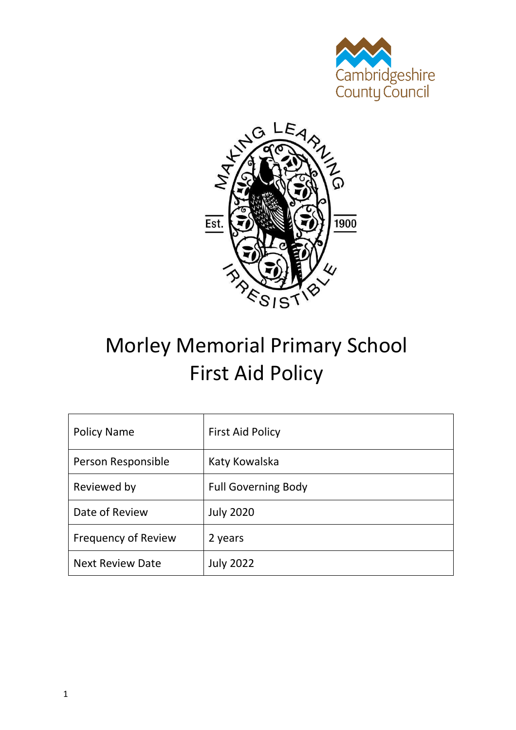# Morley Memorial Primary School
# First Aid Policy

| Policy Name | First Aid Policy |
|---|---|
| Person Responsible | Katy Kowalska |
| Reviewed by | Full Governing Body |
| Date of Review | July 2020 |
| Frequency of Review | 2 years |
| Next Review Date | July 2022 |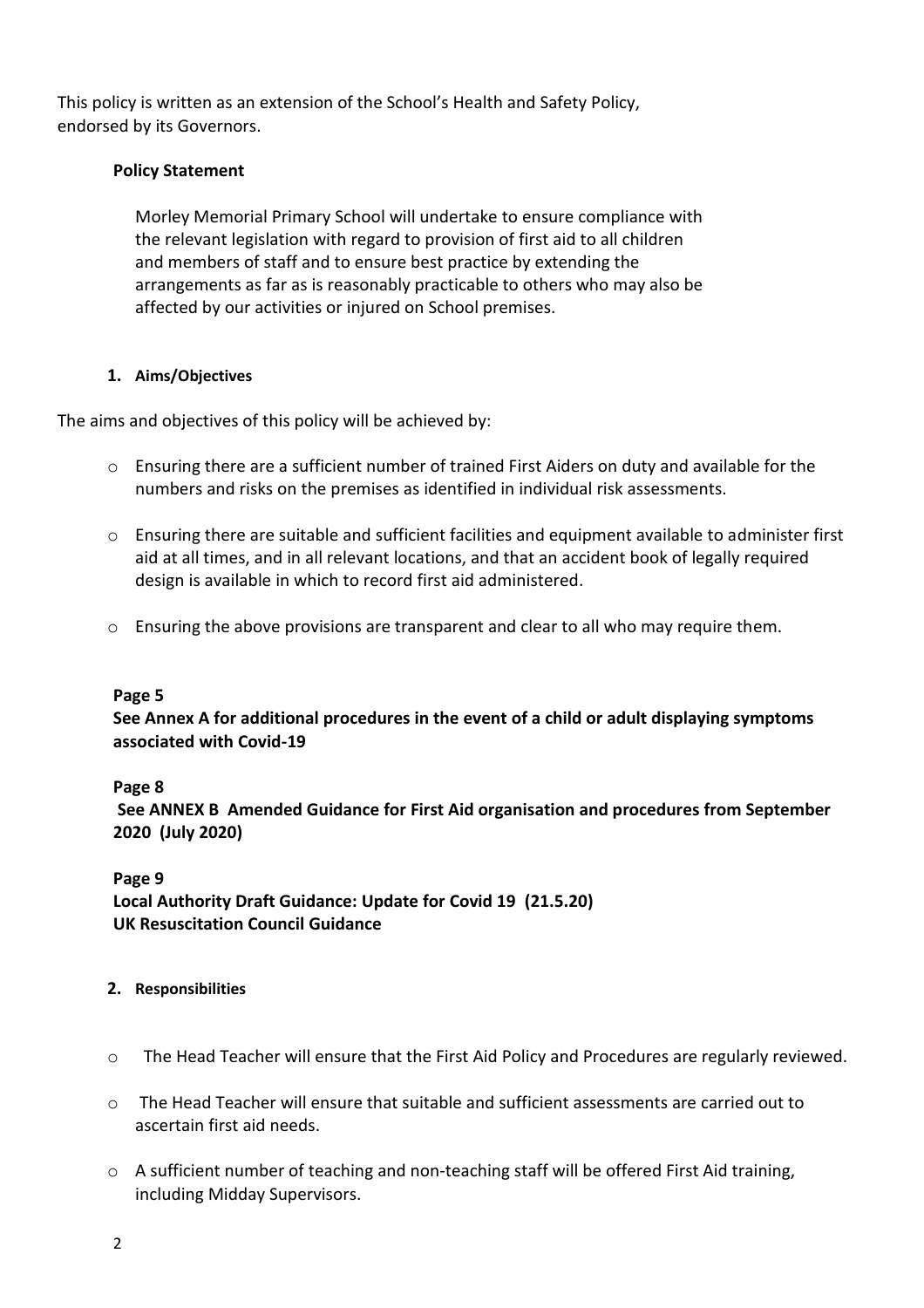This policy is written as an extension of the School's Health and Safety Policy, endorsed by its Governors.

**Policy Statement**

Morley Memorial Primary School will undertake to ensure compliance with the relevant legislation with regard to provision of first aid to all children and members of staff and to ensure best practice by extending the arrangements as far as is reasonably practicable to others who may also be affected by our activities or injured on School premises.

## 1. Aims/Objectives

The aims and objectives of this policy will be achieved by:

- Ensuring there are a sufficient number of trained First Aiders on duty and available for the numbers and risks on the premises as identified in individual risk assessments.
- Ensuring there are suitable and sufficient facilities and equipment available to administer first aid at all times, and in all relevant locations, and that an accident book of legally required design is available in which to record first aid administered.
- Ensuring the above provisions are transparent and clear to all who may require them.

**Page 5**
**See Annex A for additional procedures in the event of a child or adult displaying symptoms associated with Covid-19**

**Page 8**
**See ANNEX B Amended Guidance for First Aid organisation and procedures from September 2020 (July 2020)**

**Page 9**
**Local Authority Draft Guidance: Update for Covid 19 (21.5.20)**
**UK Resuscitation Council Guidance**

## 2. Responsibilities

- The Head Teacher will ensure that the First Aid Policy and Procedures are regularly reviewed.
- The Head Teacher will ensure that suitable and sufficient assessments are carried out to ascertain first aid needs.
- A sufficient number of teaching and non-teaching staff will be offered First Aid training, including Midday Supervisors.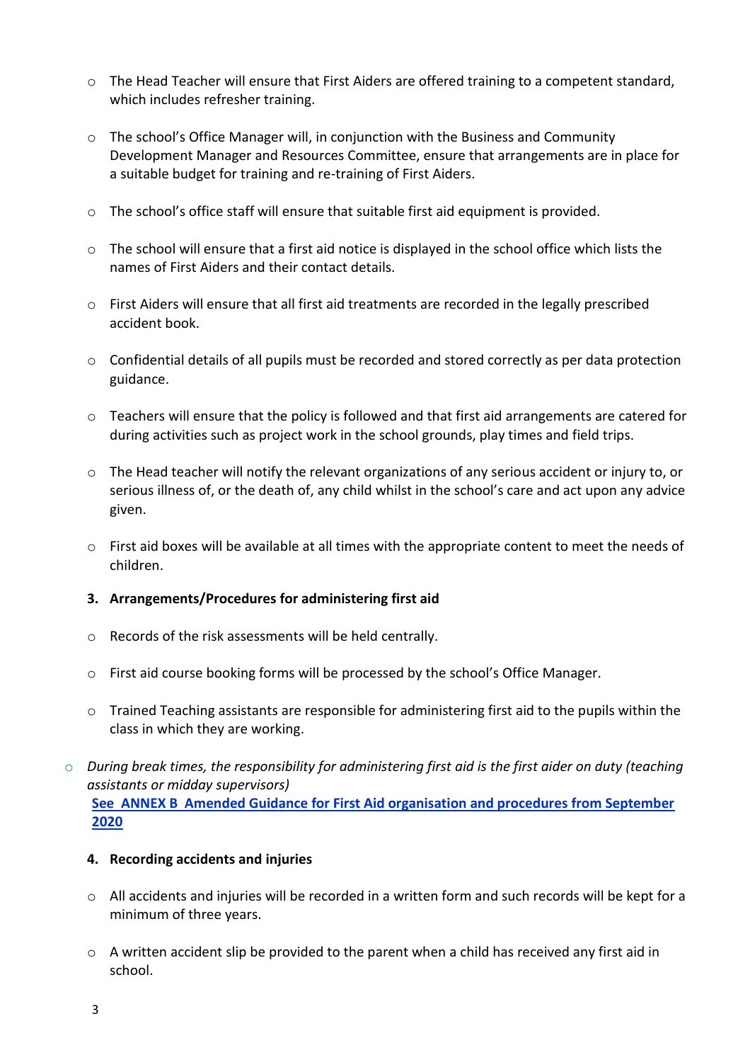- The Head Teacher will ensure that First Aiders are offered training to a competent standard, which includes refresher training.

- The school's Office Manager will, in conjunction with the Business and Community Development Manager and Resources Committee, ensure that arrangements are in place for a suitable budget for training and re-training of First Aiders.

- The school's office staff will ensure that suitable first aid equipment is provided.

- The school will ensure that a first aid notice is displayed in the school office which lists the names of First Aiders and their contact details.

- First Aiders will ensure that all first aid treatments are recorded in the legally prescribed accident book.

- Confidential details of all pupils must be recorded and stored correctly as per data protection guidance.

- Teachers will ensure that the policy is followed and that first aid arrangements are catered for during activities such as project work in the school grounds, play times and field trips.

- The Head teacher will notify the relevant organizations of any serious accident or injury to, or serious illness of, or the death of, any child whilst in the school's care and act upon any advice given.

- First aid boxes will be available at all times with the appropriate content to meet the needs of children.

## 3. Arrangements/Procedures for administering first aid

- Records of the risk assessments will be held centrally.

- First aid course booking forms will be processed by the school's Office Manager.

- Trained Teaching assistants are responsible for administering first aid to the pupils within the class in which they are working.

- *During break times, the responsibility for administering first aid is the first aider on duty (teaching assistants or midday supervisors)*
  **See ANNEX B Amended Guidance for First Aid organisation and procedures from September 2020**

## 4. Recording accidents and injuries

- All accidents and injuries will be recorded in a written form and such records will be kept for a minimum of three years.

- A written accident slip be provided to the parent when a child has received any first aid in school.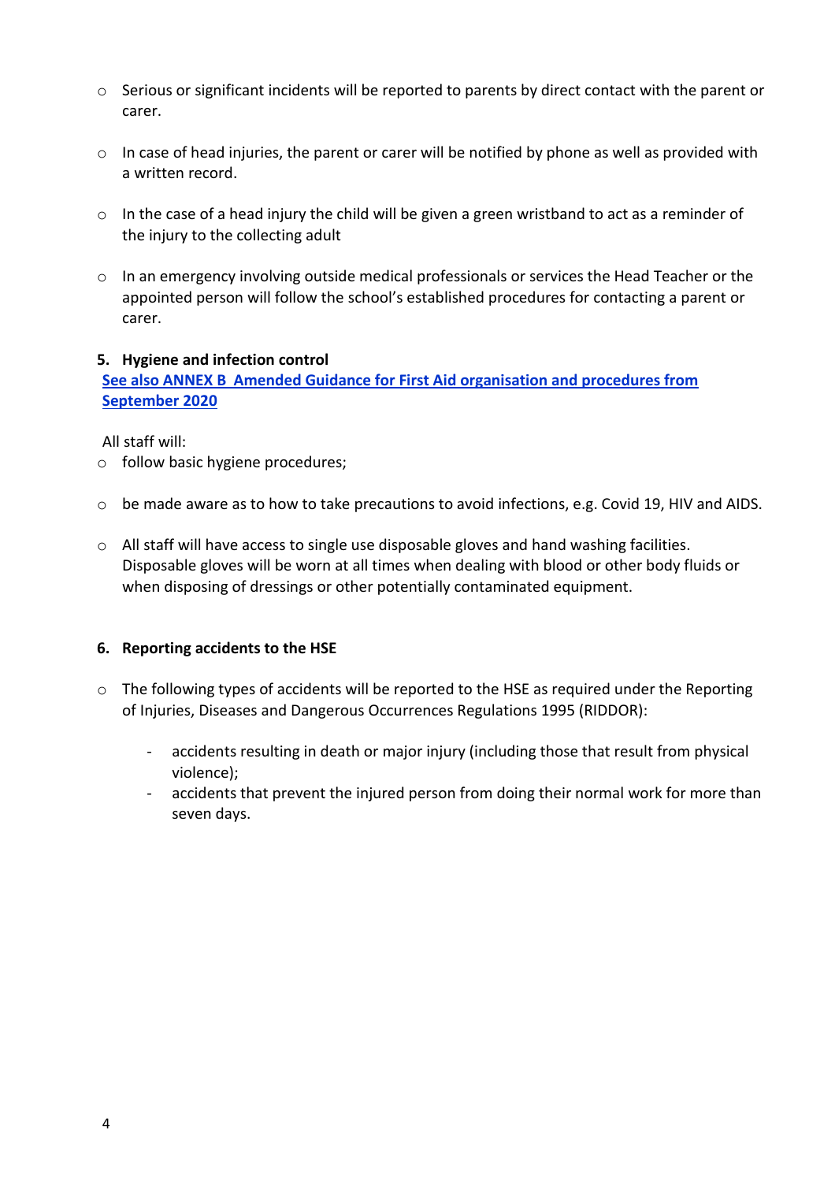- Serious or significant incidents will be reported to parents by direct contact with the parent or carer.
- In case of head injuries, the parent or carer will be notified by phone as well as provided with a written record.
- In the case of a head injury the child will be given a green wristband to act as a reminder of the injury to the collecting adult
- In an emergency involving outside medical professionals or services the Head Teacher or the appointed person will follow the school's established procedures for contacting a parent or carer.

**5. Hygiene and infection control**

**See also ANNEX B Amended Guidance for First Aid organisation and procedures from September 2020**

All staff will:

- follow basic hygiene procedures;
- be made aware as to how to take precautions to avoid infections, e.g. Covid 19, HIV and AIDS.
- All staff will have access to single use disposable gloves and hand washing facilities. Disposable gloves will be worn at all times when dealing with blood or other body fluids or when disposing of dressings or other potentially contaminated equipment.

**6. Reporting accidents to the HSE**

- The following types of accidents will be reported to the HSE as required under the Reporting of Injuries, Diseases and Dangerous Occurrences Regulations 1995 (RIDDOR):
  - accidents resulting in death or major injury (including those that result from physical violence);
  - accidents that prevent the injured person from doing their normal work for more than seven days.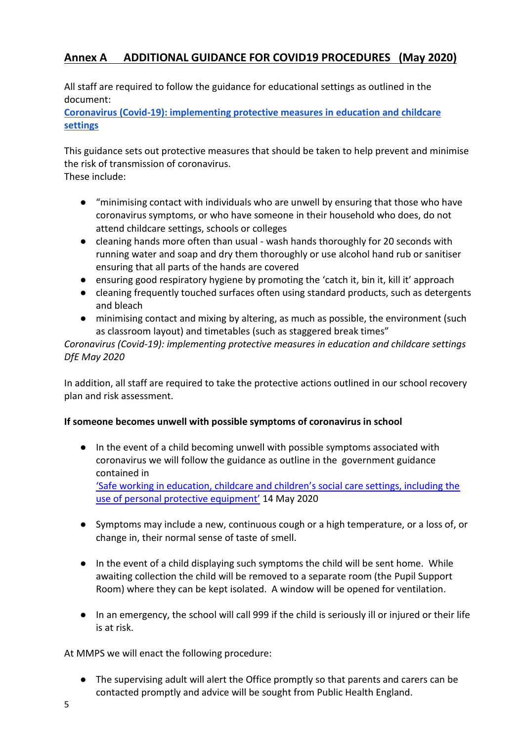## Annex A ADDITIONAL GUIDANCE FOR COVID19 PROCEDURES (May 2020)

All staff are required to follow the guidance for educational settings as outlined in the document:

**Coronavirus (Covid-19): implementing protective measures in education and childcare settings**

This guidance sets out protective measures that should be taken to help prevent and minimise the risk of transmission of coronavirus.
These include:

- "minimising contact with individuals who are unwell by ensuring that those who have coronavirus symptoms, or who have someone in their household who does, do not attend childcare settings, schools or colleges
- cleaning hands more often than usual - wash hands thoroughly for 20 seconds with running water and soap and dry them thoroughly or use alcohol hand rub or sanitiser ensuring that all parts of the hands are covered
- ensuring good respiratory hygiene by promoting the 'catch it, bin it, kill it' approach
- cleaning frequently touched surfaces often using standard products, such as detergents and bleach
- minimising contact and mixing by altering, as much as possible, the environment (such as classroom layout) and timetables (such as staggered break times)"

*Coronavirus (Covid-19): implementing protective measures in education and childcare settings DfE May 2020*

In addition, all staff are required to take the protective actions outlined in our school recovery plan and risk assessment.

**If someone becomes unwell with possible symptoms of coronavirus in school**

- In the event of a child becoming unwell with possible symptoms associated with coronavirus we will follow the guidance as outline in the government guidance contained in 'Safe working in education, childcare and children's social care settings, including the use of personal protective equipment' 14 May 2020

- Symptoms may include a new, continuous cough or a high temperature, or a loss of, or change in, their normal sense of taste of smell.

- In the event of a child displaying such symptoms the child will be sent home. While awaiting collection the child will be removed to a separate room (the Pupil Support Room) where they can be kept isolated. A window will be opened for ventilation.

- In an emergency, the school will call 999 if the child is seriously ill or injured or their life is at risk.

At MMPS we will enact the following procedure:

- The supervising adult will alert the Office promptly so that parents and carers can be contacted promptly and advice will be sought from Public Health England.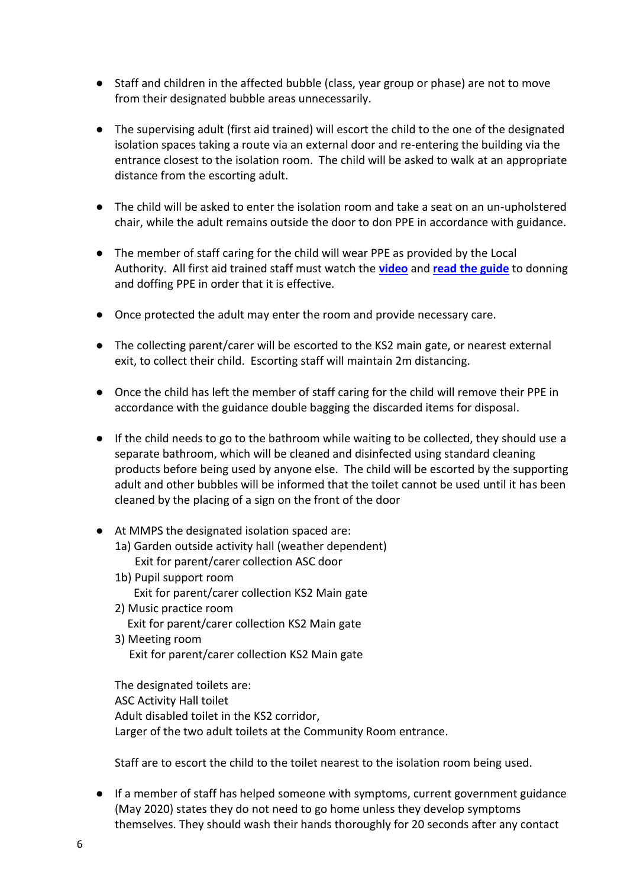- Staff and children in the affected bubble (class, year group or phase) are not to move from their designated bubble areas unnecessarily.

- The supervising adult (first aid trained) will escort the child to the one of the designated isolation spaces taking a route via an external door and re-entering the building via the entrance closest to the isolation room. The child will be asked to walk at an appropriate distance from the escorting adult.

- The child will be asked to enter the isolation room and take a seat on an un-upholstered chair, while the adult remains outside the door to don PPE in accordance with guidance.

- The member of staff caring for the child will wear PPE as provided by the Local Authority. All first aid trained staff must watch the **video** and **read the guide** to donning and doffing PPE in order that it is effective.

- Once protected the adult may enter the room and provide necessary care.

- The collecting parent/carer will be escorted to the KS2 main gate, or nearest external exit, to collect their child. Escorting staff will maintain 2m distancing.

- Once the child has left the member of staff caring for the child will remove their PPE in accordance with the guidance double bagging the discarded items for disposal.

- If the child needs to go to the bathroom while waiting to be collected, they should use a separate bathroom, which will be cleaned and disinfected using standard cleaning products before being used by anyone else. The child will be escorted by the supporting adult and other bubbles will be informed that the toilet cannot be used until it has been cleaned by the placing of a sign on the front of the door

- At MMPS the designated isolation spaced are:
  1a) Garden outside activity hall (weather dependent)
      Exit for parent/carer collection ASC door
  1b) Pupil support room
      Exit for parent/carer collection KS2 Main gate
  2) Music practice room
     Exit for parent/carer collection KS2 Main gate
  3) Meeting room
     Exit for parent/carer collection KS2 Main gate

  The designated toilets are:
  ASC Activity Hall toilet
  Adult disabled toilet in the KS2 corridor,
  Larger of the two adult toilets at the Community Room entrance.

  Staff are to escort the child to the toilet nearest to the isolation room being used.

- If a member of staff has helped someone with symptoms, current government guidance (May 2020) states they do not need to go home unless they develop symptoms themselves. They should wash their hands thoroughly for 20 seconds after any contact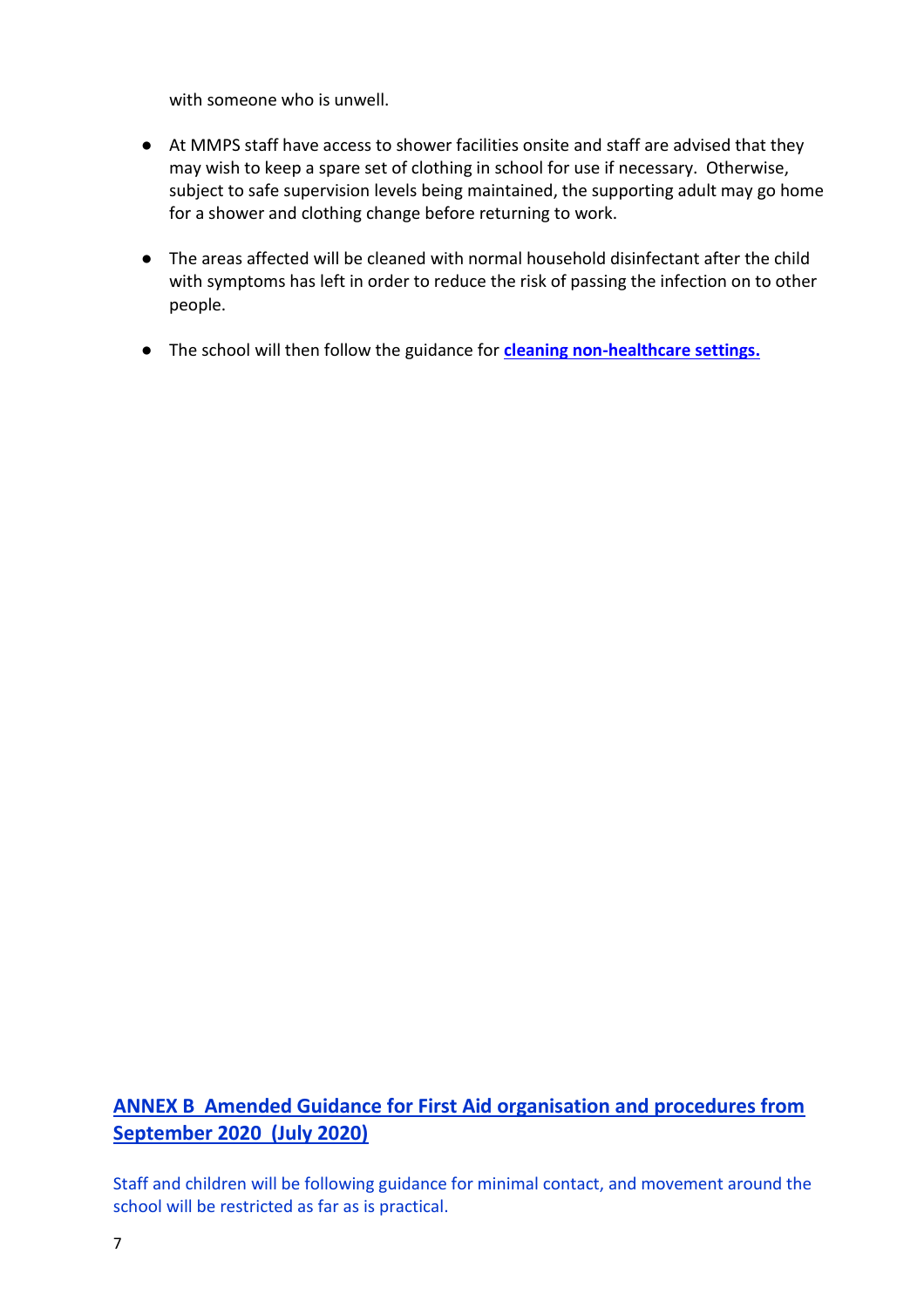with someone who is unwell.

- At MMPS staff have access to shower facilities onsite and staff are advised that they may wish to keep a spare set of clothing in school for use if necessary. Otherwise, subject to safe supervision levels being maintained, the supporting adult may go home for a shower and clothing change before returning to work.

- The areas affected will be cleaned with normal household disinfectant after the child with symptoms has left in order to reduce the risk of passing the infection on to other people.

- The school will then follow the guidance for **cleaning non-healthcare settings.**

## ANNEX B Amended Guidance for First Aid organisation and procedures from September 2020 (July 2020)

Staff and children will be following guidance for minimal contact, and movement around the school will be restricted as far as is practical.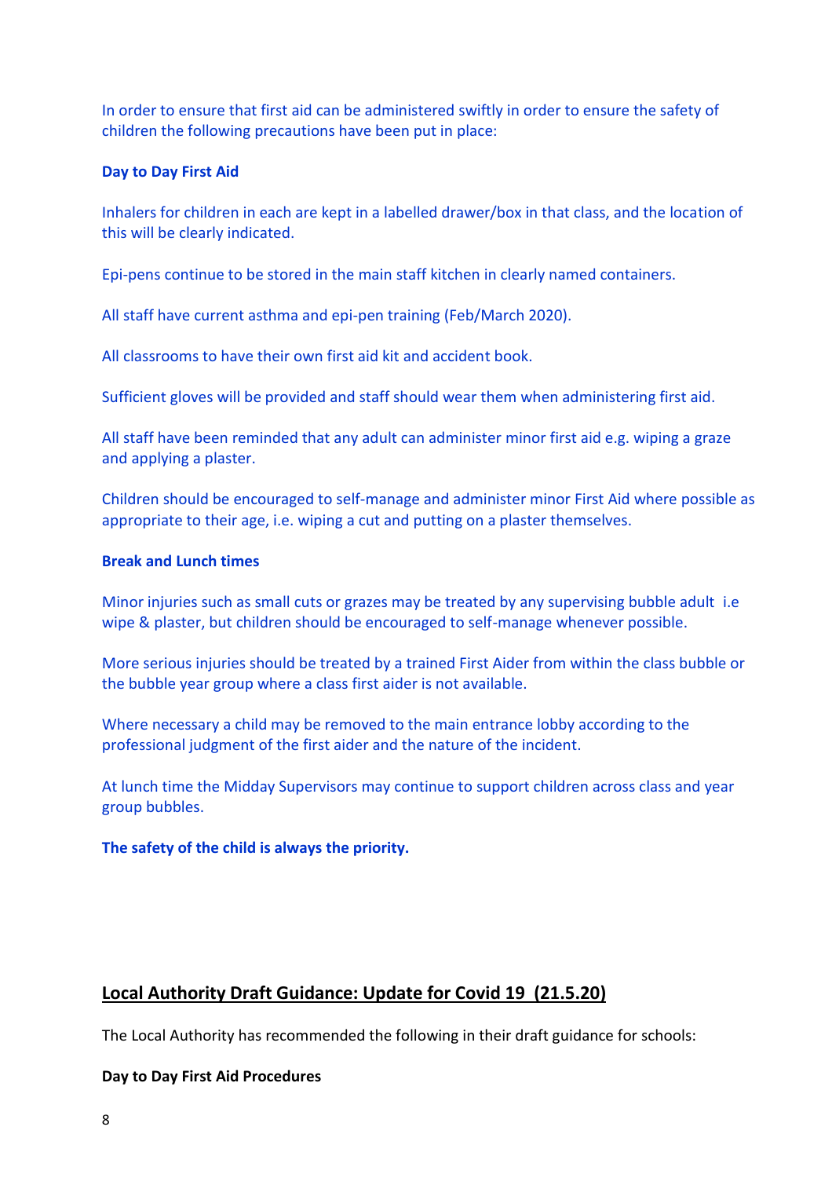In order to ensure that first aid can be administered swiftly in order to ensure the safety of children the following precautions have been put in place:

**Day to Day First Aid**

Inhalers for children in each are kept in a labelled drawer/box in that class, and the location of this will be clearly indicated.

Epi-pens continue to be stored in the main staff kitchen in clearly named containers.

All staff have current asthma and epi-pen training (Feb/March 2020).

All classrooms to have their own first aid kit and accident book.

Sufficient gloves will be provided and staff should wear them when administering first aid.

All staff have been reminded that any adult can administer minor first aid e.g. wiping a graze and applying a plaster.

Children should be encouraged to self-manage and administer minor First Aid where possible as appropriate to their age, i.e. wiping a cut and putting on a plaster themselves.

**Break and Lunch times**

Minor injuries such as small cuts or grazes may be treated by any supervising bubble adult i.e wipe & plaster, but children should be encouraged to self-manage whenever possible.

More serious injuries should be treated by a trained First Aider from within the class bubble or the bubble year group where a class first aider is not available.

Where necessary a child may be removed to the main entrance lobby according to the professional judgment of the first aider and the nature of the incident.

At lunch time the Midday Supervisors may continue to support children across class and year group bubbles.

**The safety of the child is always the priority.**

## Local Authority Draft Guidance: Update for Covid 19 (21.5.20)

The Local Authority has recommended the following in their draft guidance for schools:

**Day to Day First Aid Procedures**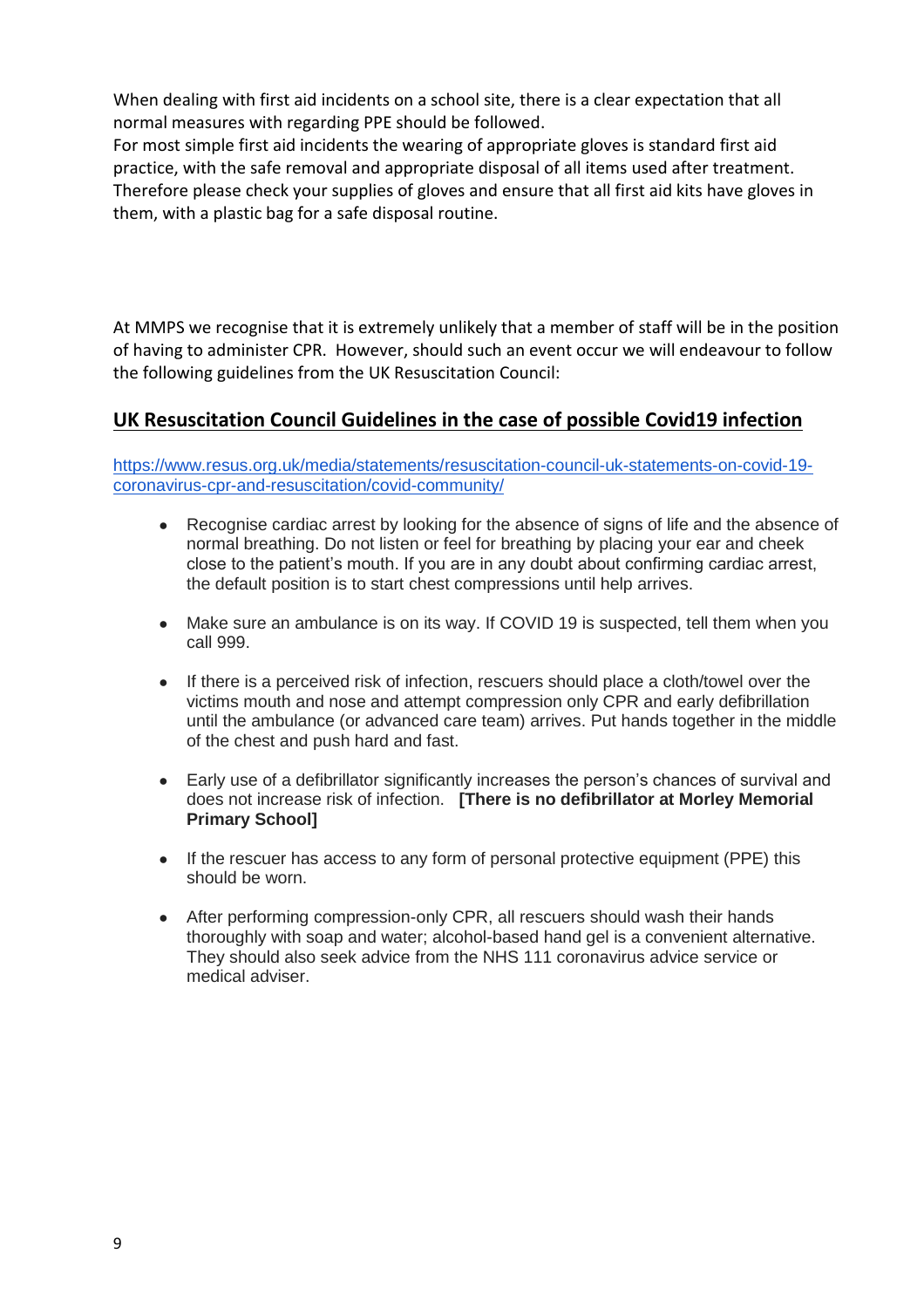When dealing with first aid incidents on a school site, there is a clear expectation that all normal measures with regarding PPE should be followed.
For most simple first aid incidents the wearing of appropriate gloves is standard first aid practice, with the safe removal and appropriate disposal of all items used after treatment. Therefore please check your supplies of gloves and ensure that all first aid kits have gloves in them, with a plastic bag for a safe disposal routine.

At MMPS we recognise that it is extremely unlikely that a member of staff will be in the position of having to administer CPR. However, should such an event occur we will endeavour to follow the following guidelines from the UK Resuscitation Council:

## UK Resuscitation Council Guidelines in the case of possible Covid19 infection

https://www.resus.org.uk/media/statements/resuscitation-council-uk-statements-on-covid-19-coronavirus-cpr-and-resuscitation/covid-community/

- Recognise cardiac arrest by looking for the absence of signs of life and the absence of normal breathing. Do not listen or feel for breathing by placing your ear and cheek close to the patient's mouth. If you are in any doubt about confirming cardiac arrest, the default position is to start chest compressions until help arrives.

- Make sure an ambulance is on its way. If COVID 19 is suspected, tell them when you call 999.

- If there is a perceived risk of infection, rescuers should place a cloth/towel over the victims mouth and nose and attempt compression only CPR and early defibrillation until the ambulance (or advanced care team) arrives. Put hands together in the middle of the chest and push hard and fast.

- Early use of a defibrillator significantly increases the person's chances of survival and does not increase risk of infection. **[There is no defibrillator at Morley Memorial Primary School]**

- If the rescuer has access to any form of personal protective equipment (PPE) this should be worn.

- After performing compression-only CPR, all rescuers should wash their hands thoroughly with soap and water; alcohol-based hand gel is a convenient alternative. They should also seek advice from the NHS 111 coronavirus advice service or medical adviser.